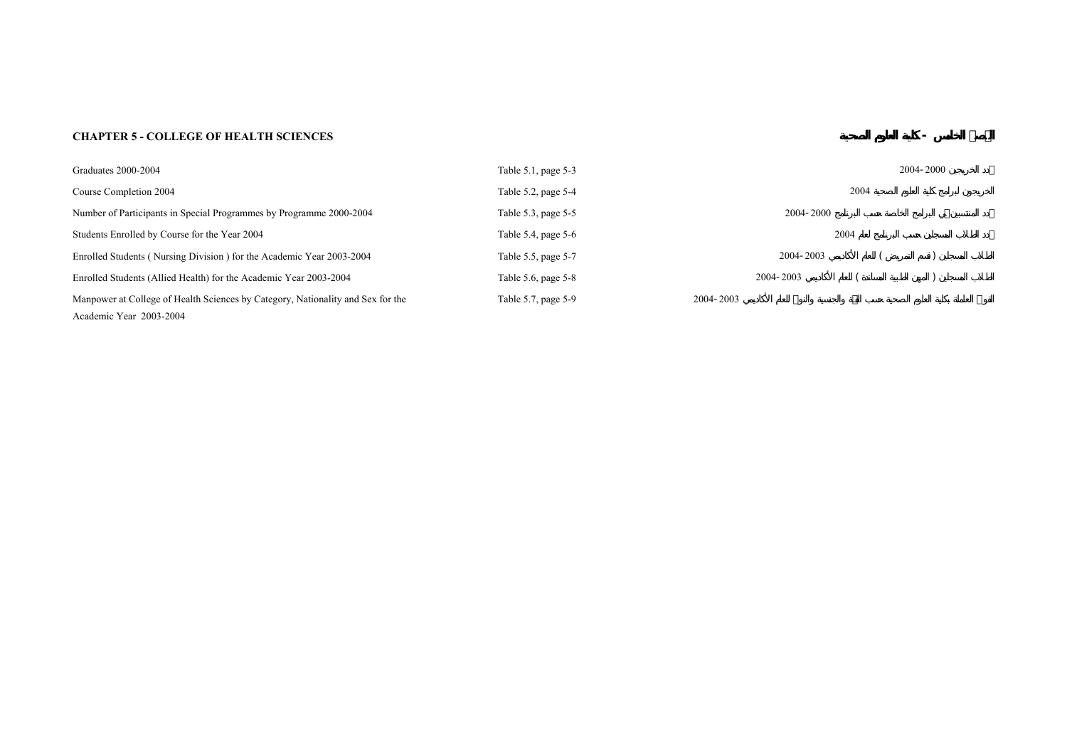# CHAPTER 5 - COLLEGE OF HEALTH SCIENCES

# الفصل الخامس - كلية العلوم الصحية

| | | |
|---|---|---|
| Graduates 2000-2004 | Table 5.1, page 5-3 | عدد الخريجين 2000-2004 |
| Course Completion 2004 | Table 5.2, page 5-4 | الخريجون لبرامج كلية العلوم الصحية 2004 |
| Number of Participants in Special Programmes by Programme 2000-2004 | Table 5.3, page 5-5 | عدد المنتسبين في البرامج الخاصة حسب البرنامج 2000-2004 |
| Students Enrolled by Course for the Year 2004 | Table 5.4, page 5-6 | عدد الطلاب المسجلين حسب البرنامج لعام 2004 |
| Enrolled Students ( Nursing Division ) for the Academic Year 2003-2004 | Table 5.5, page 5-7 | الطلاب المسجلين ( قسم التمريض ) للعام الأكاديمي 2003-2004 |
| Enrolled Students (Allied Health) for the Academic Year 2003-2004 | Table 5.6, page 5-8 | الطلاب المسجلين ( المهن الطبية المساندة ) للعام الأكاديمي 2003-2004 |
| Manpower at College of Health Sciences by Category, Nationality and Sex for the Academic Year 2003-2004 | Table 5.7, page 5-9 | القوى العاملة بكلية العلوم الصحية حسب الفئة والجنسية والنوع للعام الأكاديمي 2003-2004 |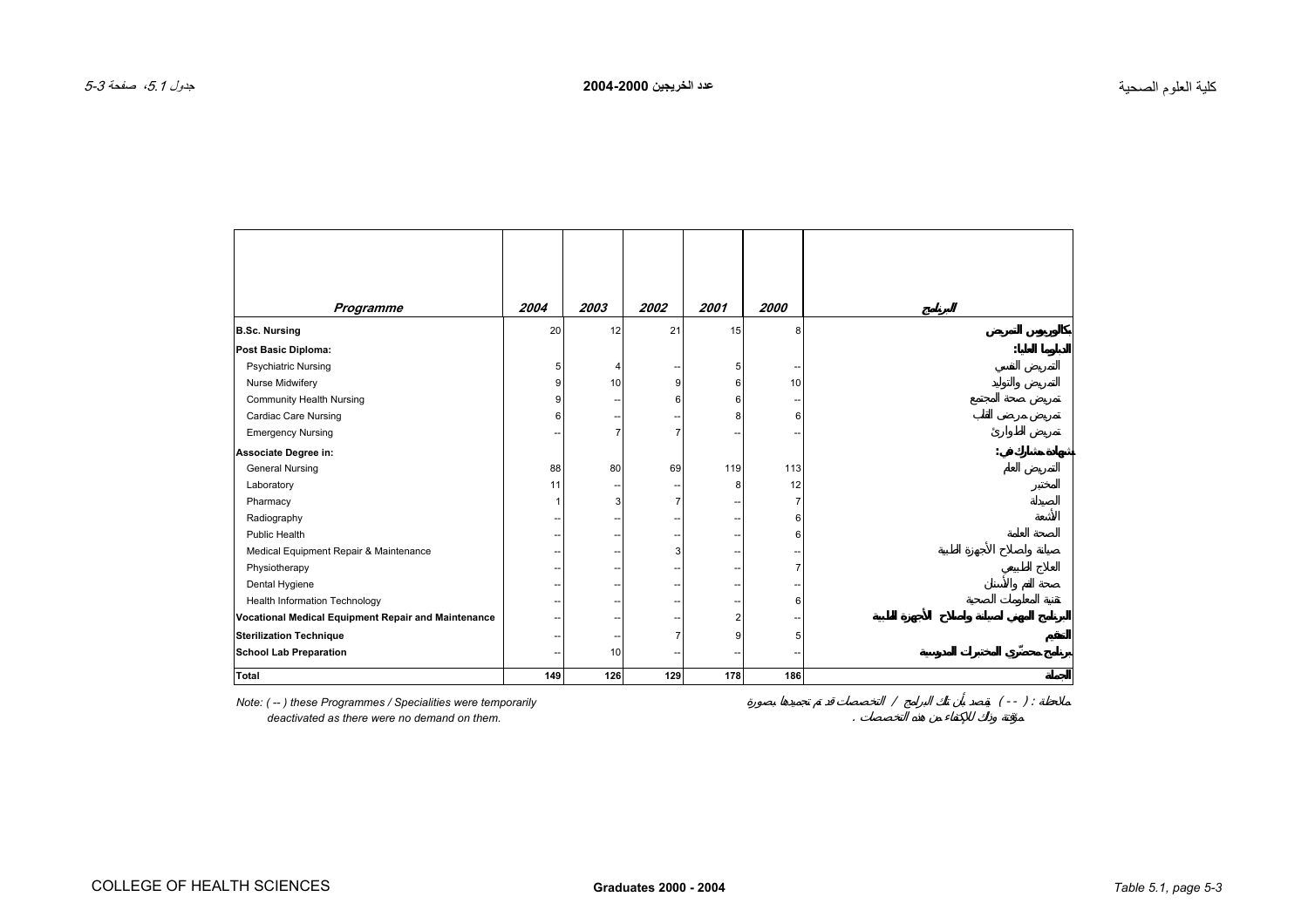| Programme | 2004 | 2003 | 2002 | 2001 | 2000 | البرنامج |
|---|---|---|---|---|---|---|
| **B.Sc. Nursing** | 20 | 12 | 21 | 15 | 8 | **بكالوريوس التمريض** |
| **Post Basic Diploma:** | | | | | | **الدبلوم العالي:** |
| Psychiatric Nursing | 5 | 4 | -- | 5 | -- | التمريض النفسي |
| Nurse Midwifery | 9 | 10 | 9 | 6 | 10 | التمريض والتوليد |
| Community Health Nursing | 9 | -- | 6 | 6 | -- | تمريض صحة المجتمع |
| Cardiac Care Nursing | 6 | -- | -- | 8 | 6 | تمريض مرضى القلب |
| Emergency Nursing | -- | 7 | 7 | -- | -- | تمريض الطوارئ |
| **Associate Degree in:** | | | | | | **شهادة مشارك في:** |
| General Nursing | 88 | 80 | 69 | 119 | 113 | التمريض العام |
| Laboratory | 11 | -- | -- | 8 | 12 | المختبر |
| Pharmacy | 1 | 3 | 7 | -- | 7 | الصيدلة |
| Radiography | -- | -- | -- | -- | 6 | الأشعة |
| Public Health | -- | -- | -- | -- | 6 | الصحة العامة |
| Medical Equipment Repair & Maintenance | -- | -- | 3 | -- | -- | صيانة واصلاح الأجهزة الطبية |
| Physiotherapy | -- | -- | -- | -- | 7 | العلاج الطبيعي |
| Dental Hygiene | -- | -- | -- | -- | -- | صحة الفم والأسنان |
| Health Information Technology | -- | -- | -- | -- | 6 | تقنية المعلومات الصحية |
| **Vocational Medical Equipment Repair and Maintenance** | -- | -- | -- | 2 | -- | **البرنامج المهني لصيانة واصلاح الأجهزة الطبية** |
| **Sterilization Technique** | -- | -- | 7 | 9 | 5 | **التعقيم** |
| **School Lab Preparation** | -- | 10 | -- | -- | -- | **برنامج محضّري المختبرات المدرسية** |
| **Total** | **149** | **126** | **129** | **178** | **186** | **الجملة** |

*Note: ( -- ) these Programmes / Specialities were temporarily deactivated as there were no demand on them.*

ملاحظة : ( -- ) تفيد بأن تلك البرامج / التخصصات قد تم تجميدها بصورة مؤقتة وذلك للاكتفاء من هذه التخصصات .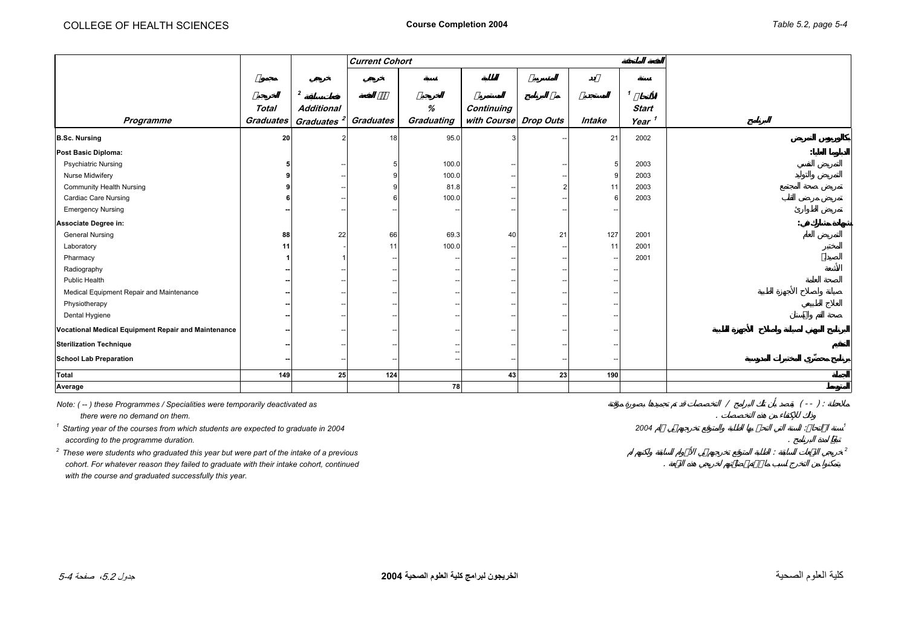# Course Completion 2004

Table 5.2

| Programme | Total Graduates | Additional Graduates [2] | Current Cohort: Graduates | Current Cohort: % Graduating | Current Cohort: Continuing with Course | Current Cohort: Drop Outs | Current Cohort: Intake | Current Cohort: Start Year [1] | البرنامج |
|---|---|---|---|---|---|---|---|---|---|
| **B.Sc. Nursing** | **20** | 2 | 18 | 95.0 | 3 | -- | 21 | 2002 | بكالوريوس التمريض |
| **Post Basic Diploma:** | | | | | | | | | الدبلوم العالي: |
| Psychiatric Nursing | **5** | -- | 5 | 100.0 | -- | -- | 5 | 2003 | التمريض النفسي |
| Nurse Midwifery | **9** | -- | 9 | 100.0 | -- | -- | 9 | 2003 | التمريض والتوليد |
| Community Health Nursing | **9** | -- | 9 | 81.8 | -- | 2 | 11 | 2003 | تمريض صحة المجتمع |
| Cardiac Care Nursing | **6** | -- | 6 | 100.0 | -- | -- | 6 | 2003 | تمريض مرضى القلب |
| Emergency Nursing | **--** | -- | -- | -- | -- | -- | -- | | تمريض الطوارئ |
| **Associate Degree in:** | | | | | | | | | شهادة مشارك في: |
| General Nursing | **88** | 22 | 66 | 69.3 | 40 | 21 | 127 | 2001 | التمريض العام |
| Laboratory | **11** | - | 11 | 100.0 | -- | -- | 11 | 2001 | المختبر |
| Pharmacy | **1** | 1 | -- | -- | -- | -- | -- | 2001 | الصيدلة |
| Radiography | **--** | -- | -- | -- | -- | -- | -- | | الأشعة |
| Public Health | **--** | -- | -- | -- | -- | -- | -- | | الصحة العامة |
| Medical Equipment Repair and Maintenance | **--** | -- | -- | -- | -- | -- | -- | | صيانة وإصلاح الأجهزة الطبية |
| Physiotherapy | **--** | -- | -- | -- | -- | -- | -- | | العلاج الطبيعي |
| Dental Hygiene | **--** | -- | -- | -- | -- | -- | -- | | صحة الفم والأسنان |
| **Vocational Medical Equipment Repair and Maintenance** | **--** | -- | -- | -- | -- | -- | -- | | البرنامج المهني لصيانة وإصلاح الأجهزة الطبية |
| **Sterilization Technique** | **--** | -- | -- | -- | -- | -- | -- | | التعقيم |
| **School Lab Preparation** | **--** | -- | -- | -- | -- | -- | -- | | برنامج محضّري المختبرات المدرسية |
| **Total** | **149** | **25** | **124** | | **43** | **23** | **190** | | الجملة |
| **Average** | | | | **78** | | | | | المتوسط |

*Note: ( -- ) these Programmes / Specialities were temporarily deactivated as there were no demand on them.*

*[1] Starting year of the courses from which students are expected to graduate in 2004 according to the programme duration.*

*[2] These were students who graduated this year but were part of the intake of a previous cohort. For whatever reason they failed to graduate with their intake cohort, continued with the course and graduated successfully this year.*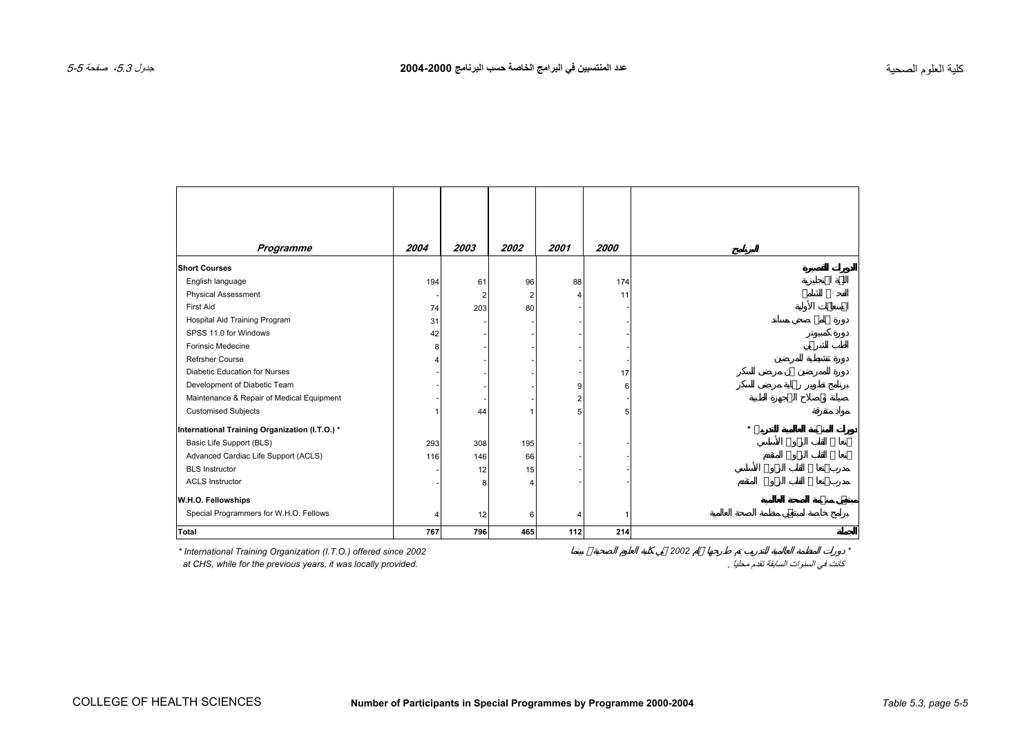# عدد المنتسبين في البرامج الخاصة حسب البرنامج 2000-2004

## Number of Participants in Special Programmes by Programme 2000-2004

| Programme | 2004 | 2003 | 2002 | 2001 | 2000 | البرنامج |
|---|---|---|---|---|---|---|
| **Short Courses** | | | | | | **الدورات القصيرة** |
| English language | 194 | 61 | 96 | 88 | 174 | اللغة الإنجليزية |
| Physical Assessment | - | 2 | 2 | 4 | 11 | الفحص الشامل |
| First Aid | 74 | 203 | 80 | - | - | الإسعافات الأولية |
| Hospital Aid Training Program | 31 | - | - | - | - | دورة العامل صحي مساعد |
| SPSS 11.0 for Windows | 42 | - | - | - | - | دورة كمبيوتر |
| Forinsic Medecine | 8 | - | - | - | - | الطب الشرعي |
| Refrsher Course | 4 | - | - | - | - | دورة تنشيطية للمرضين |
| Diabetic Education for Nurses | - | - | - | - | 17 | دورة للممرضين عن مرض السكر |
| Development of Diabetic Team | - | - | - | 9 | 6 | برنامج تطوير رعاية مرضى السكر |
| Maintenance & Repair of Medical Equipment | - | - | - | 2 | - | صيانة وإصلاح الأجهزة الطبية |
| Customised Subjects | 1 | 44 | 1 | 5 | 5 | مواد متفرقة |
| **International Training Organization (I.T.O.) *** | | | | | | **دورات المنظمة العالمية للتدريب *** |
| Basic Life Support (BLS) | 293 | 308 | 195 | - | - | إنعاش القلب والرئة الأساسي |
| Advanced Cardiac Life Support (ACLS) | 116 | 146 | 66 | - | - | إنعاش القلب والرئة المتقدم |
| BLS Instructor | - | 12 | 15 | - | - | مدرب إنعاش القلب والرئة الأساسي |
| ACLS Instructor | - | 8 | 4 | - | - | مدرب إنعاش القلب والرئة المتقدم |
| **W.H.O. Fellowships** | | | | | | **مبتعثي منظمة الصحة العالمية** |
| Special Programmers for W.H.O. Fellows | 4 | 12 | 6 | 4 | 1 | برامج خاصة لمبتعثي منظمة الصحة العالمية |
| **Total** | **767** | **796** | **465** | **112** | **214** | **الجملة** |

* International Training Organization (I.T.O.) offered since 2002 at CHS, while for the previous years, it was locally provided.

* دورات المنظمة العالمية للتدريب تم طرحها منذ عام 2002 في كلية العلوم الصحية، بينما كانت في السنوات السابقة تقدم محليا .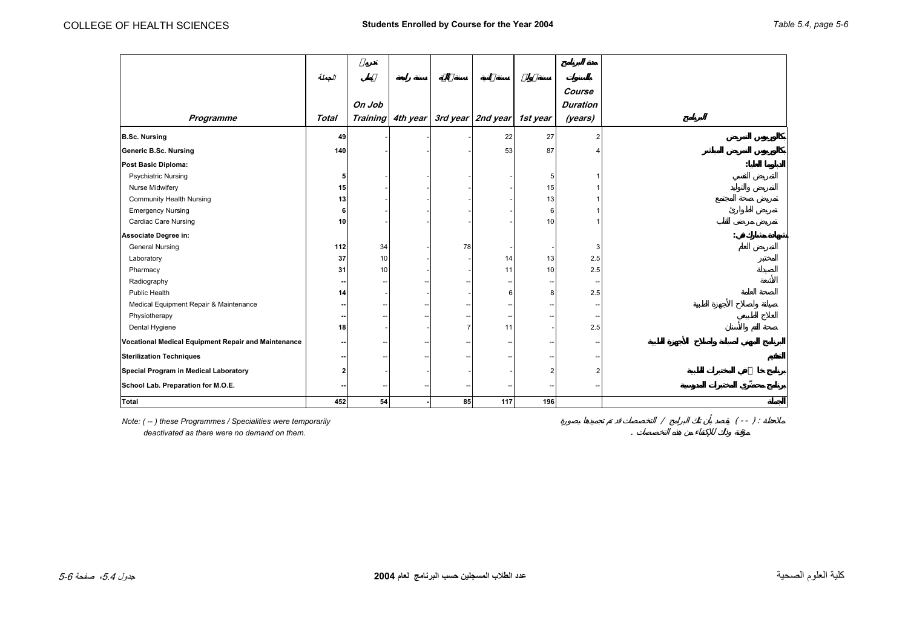COLLEGE OF HEALTH SCIENCES

**Students Enrolled by Course for the Year 2004**

*Table 5.4, page 5-6*

| *Programme* | الجملة *Total* | تدريب عملي *On Job Training* | سنة رابعة *4th year* | سنة ثالثة *3rd year* | سنة ثانية *2nd year* | سنة أولى *1st year* | مدة البرنامج بالسنوات *Course Duration (years)* | البرنامج |
|---|---|---|---|---|---|---|---|---|
| **B.Sc. Nursing** | 49 | - | - | - | 22 | 27 | 2 | بكالوريوس التمريض |
| **Generic B.Sc. Nursing** | 140 | - | - | - | 53 | 87 | 4 | بكالوريوس التمريض المباشر |
| **Post Basic Diploma:** | | | | | | | | الدبلوما العليا: |
| Psychiatric Nursing | 5 | - | - | - | - | 5 | 1 | التمريض النفسي |
| Nurse Midwifery | 15 | - | - | - | - | 15 | 1 | التمريض والتوليد |
| Community Health Nursing | 13 | - | - | - | - | 13 | 1 | تمريض صحة المجتمع |
| Emergency Nursing | 6 | - | - | - | - | 6 | 1 | تمريض الطوارئ |
| Cardiac Care Nursing | 10 | - | - | - | - | 10 | 1 | تمريض مرضى القلب |
| **Associate Degree in:** | | | | | | | | شهادة مشارك في: |
| General Nursing | 112 | 34 | - | 78 | - | - | 3 | التمريض العام |
| Laboratory | 37 | 10 | - | - | 14 | 13 | 2.5 | المختبر |
| Pharmacy | 31 | 10 | - | - | 11 | 10 | 2.5 | الصيدلة |
| Radiography | -- | -- | -- | -- | -- | -- | -- | الأشعة |
| Public Health | 14 | - | - | - | 6 | 8 | 2.5 | الصحة العامة |
| Medical Equipment Repair & Maintenance | -- | -- | -- | -- | -- | -- | -- | صيانة وإصلاح الأجهزة الطبية |
| Physiotherapy | -- | -- | -- | -- | -- | -- | -- | العلاج الطبيعي |
| Dental Hygiene | 18 | - | - | 7 | 11 | - | 2.5 | صحة الفم والأسنان |
| **Vocational Medical Equipment Repair and Maintenance** | -- | -- | -- | -- | -- | -- | -- | البرنامج المهني لصيانة وإصلاح الأجهزة الطبية |
| **Sterilization Techniques** | -- | -- | -- | -- | -- | -- | -- | التعقيم |
| **Special Program in Medical Laboratory** | 2 | - | - | - | - | 2 | 2 | برنامج خاص في المختبرات الطبية |
| **School Lab. Preparation for M.O.E.** | -- | -- | -- | -- | -- | -- | -- | برنامج محضري المختبرات المدرسية |
| **Total** | **452** | **54** | **-** | **85** | **117** | **196** | | الجملة |

*Note: ( -- ) these Programmes / Specialities were temporarily deactivated as there were no demand on them.*

ملاحظة : ( -- ) يقصد بأن تلك البرامج / التخصصات قد تم تجميدها بصورة مؤقتة وذلك للاكتفاء من هذه التخصصات .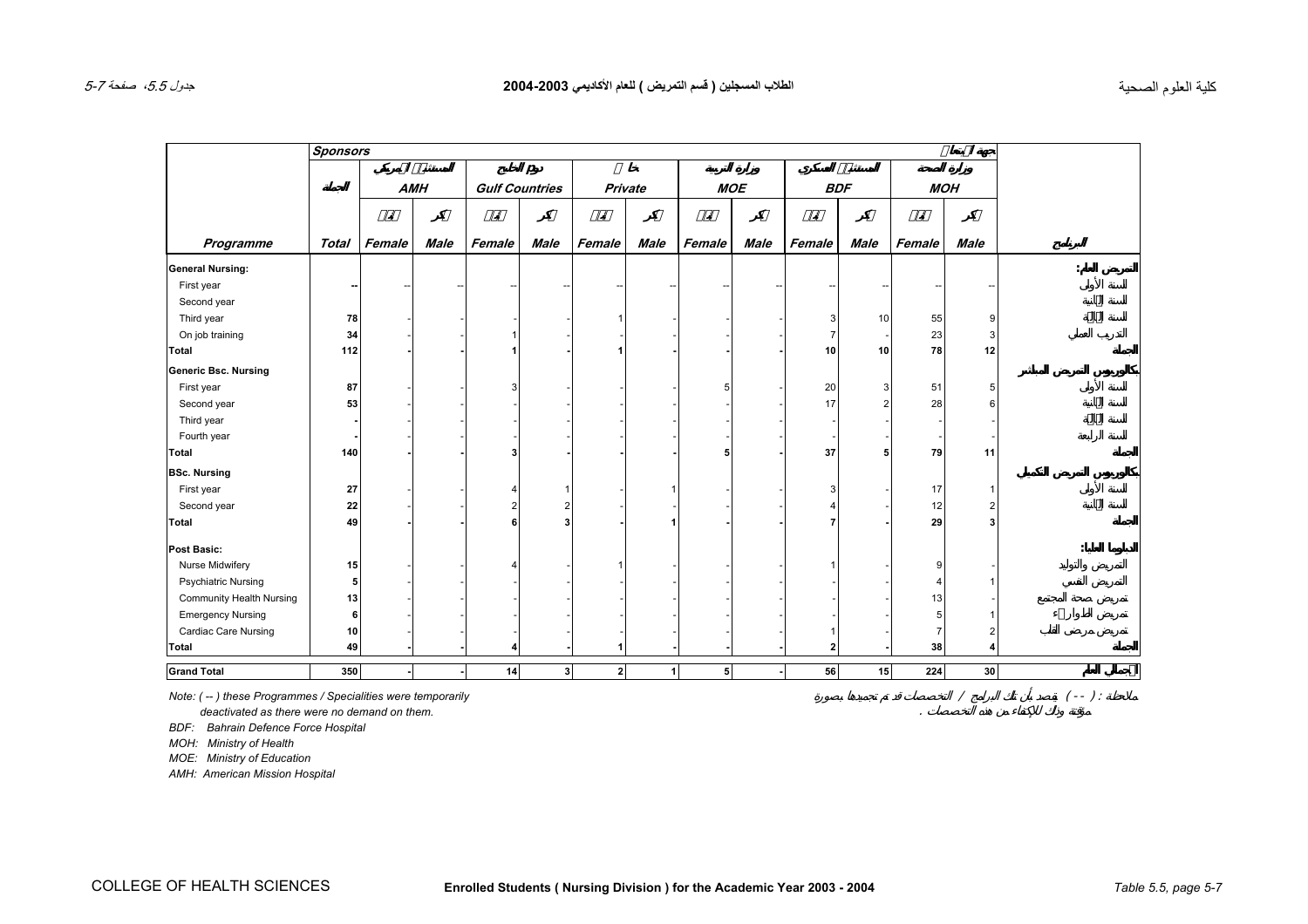# الطلاب المسجلين ( قسم التمريض ) للعام الأكاديمي 2003-2004

## Enrolled Students ( Nursing Division ) for the Academic Year 2003 - 2004

| | Sponsors | | | | | | | | | | | | | جهة الابتعاث | |
|---|---|---|---|---|---|---|---|---|---|---|---|---|---|---|---|
| | | المستشفى الأمريكي | | دول الخليج | | خاص | | وزارة التربية | | المستشفى العسكري | | وزارة الصحة | | | |
| | الجملة | AMH | | Gulf Countries | | Private | | MOE | | BDF | | MOH | | | |
| | | أنثى | ذكر | أنثى | ذكر | أنثى | ذكر | أنثى | ذكر | أنثى | ذكر | أنثى | ذكر | | |
| **Programme** | **Total** | **Female** | **Male** | **Female** | **Male** | **Female** | **Male** | **Female** | **Male** | **Female** | **Male** | **Female** | **Male** | **البرنامج** | |
| **General Nursing:** | | | | | | | | | | | | | | **التمريض العام:** | |
| First year | -- | -- | -- | -- | -- | -- | -- | -- | -- | -- | -- | -- | -- | السنة الأولى | |
| Second year | | | | | | | | | | | | | | السنة الثانية | |
| Third year | 78 | - | - | - | - | 1 | - | - | - | 3 | 10 | 55 | 9 | السنة الثالثة | |
| On job training | 34 | - | - | 1 | - | - | - | - | - | 7 | - | 23 | 3 | التدريب العملي | |
| **Total** | **112** | **-** | **-** | **1** | **-** | **1** | **-** | **-** | **-** | **10** | **10** | **78** | **12** | **الجملة** | |
| **Generic Bsc. Nursing** | | | | | | | | | | | | | | **بكالوريوس التمريض المباشر** | |
| First year | 87 | - | - | 3 | - | - | - | 5 | - | 20 | 3 | 51 | 5 | السنة الأولى | |
| Second year | 53 | - | - | - | - | - | - | - | - | 17 | 2 | 28 | 6 | السنة الثانية | |
| Third year | - | - | - | - | - | - | - | - | - | - | - | - | - | السنة الثالثة | |
| Fourth year | - | - | - | - | - | - | - | - | - | - | - | - | - | السنة الرابعة | |
| **Total** | **140** | **-** | **-** | **3** | **-** | **-** | **-** | **5** | **-** | **37** | **5** | **79** | **11** | **الجملة** | |
| **BSc. Nursing** | | | | | | | | | | | | | | **بكالوريوس التمريض التكميلي** | |
| First year | 27 | - | - | 4 | 1 | - | 1 | - | - | 3 | - | 17 | 1 | السنة الأولى | |
| Second year | 22 | - | - | 2 | 2 | - | - | - | - | 4 | - | 12 | 2 | السنة الثانية | |
| **Total** | **49** | **-** | **-** | **6** | **3** | **-** | **1** | **-** | **-** | **7** | **-** | **29** | **3** | **الجملة** | |
| **Post Basic:** | | | | | | | | | | | | | | **الدبلومات العليا:** | |
| Nurse Midwifery | 15 | - | - | 4 | - | 1 | - | - | - | 1 | - | 9 | - | التمريض والتوليد | |
| Psychiatric Nursing | 5 | - | - | - | - | - | - | - | - | - | - | 4 | 1 | التمريض النفسي | |
| Community Health Nursing | 13 | - | - | - | - | - | - | - | - | - | - | 13 | - | تمريض صحة المجتمع | |
| Emergency Nursing | 6 | - | - | - | - | - | - | - | - | - | - | 5 | 1 | تمريض الطوارىء | |
| Cardiac Care Nursing | 10 | - | - | - | - | - | - | - | - | 1 | - | 7 | 2 | تمريض مرضى القلب | |
| **Total** | **49** | **-** | **-** | **4** | **-** | **1** | **-** | **-** | **-** | **2** | **-** | **38** | **4** | **الجملة** | |
| **Grand Total** | **350** | **-** | **-** | **14** | **3** | **2** | **1** | **5** | **-** | **56** | **15** | **224** | **30** | **الإجمالي العام** | |

*Note: ( -- ) these Programmes / Specialities were temporarily deactivated as there were no demand on them.*

ملاحظة : ( -- ) يقصد بأن تلك البرامج / التخصصات قد تم تجميدها بصورة مؤقتة وذلك للاكتفاء من هذه التخصصات .

*BDF: Bahrain Defence Force Hospital*

*MOH: Ministry of Health*

*MOE: Ministry of Education*

*AMH: American Mission Hospital*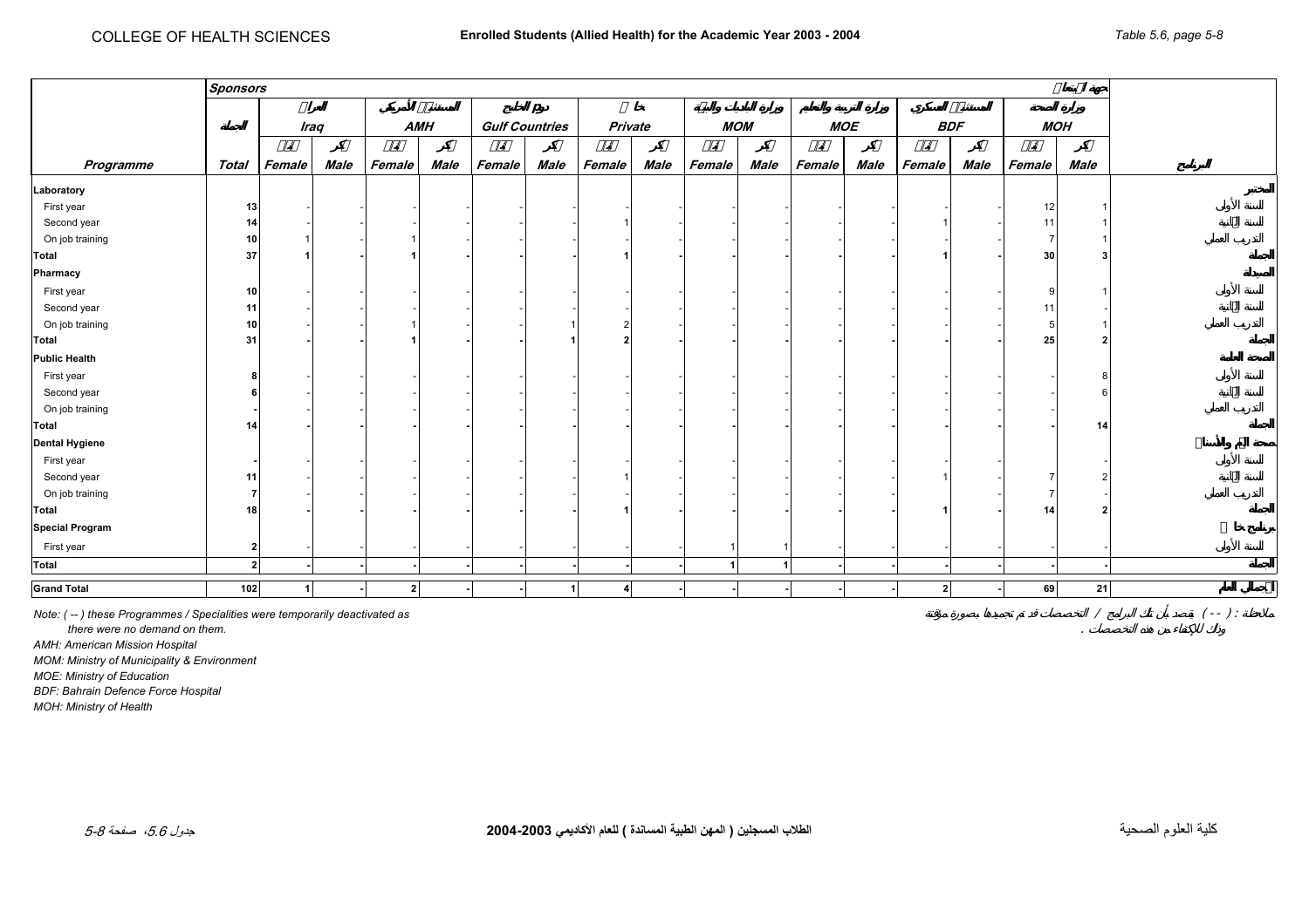## COLLEGE OF HEALTH SCIENCES

### Enrolled Students (Allied Health) for the Academic Year 2003 - 2004

Table 5.6

| Programme | Total | Iraq | | AMH | | Gulf Countries | | Private | | MOM | | MOE | | BDF | | MOH | | البرنامج |
|---|---|---|---|---|---|---|---|---|---|---|---|---|---|---|---|---|---|---|
| | | Female | Male | Female | Male | Female | Male | Female | Male | Female | Male | Female | Male | Female | Male | Female | Male | |
| **Laboratory** | | | | | | | | | | | | | | | | | | **المختبر** |
| First year | 13 | - | - | - | - | - | - | - | - | - | - | - | - | - | - | 12 | 1 | السنة الأولى |
| Second year | 14 | - | - | - | - | - | - | 1 | - | - | - | - | - | 1 | - | 11 | 1 | السنة الثانية |
| On job training | 10 | 1 | - | 1 | - | - | - | - | - | - | - | - | - | - | - | 7 | 1 | التدريب العملي |
| **Total** | **37** | **1** | **-** | **1** | **-** | **-** | **-** | **1** | **-** | **-** | **-** | **-** | **-** | **1** | **-** | **30** | **3** | **الجملة** |
| **Pharmacy** | | | | | | | | | | | | | | | | | | **الصيدلة** |
| First year | 10 | - | - | - | - | - | - | - | - | - | - | - | - | - | - | 9 | 1 | السنة الأولى |
| Second year | 11 | - | - | - | - | - | - | - | - | - | - | - | - | - | - | 11 | - | السنة الثانية |
| On job training | 10 | - | - | 1 | - | - | 1 | 2 | - | - | - | - | - | - | - | 5 | 1 | التدريب العملي |
| **Total** | **31** | **-** | **-** | **1** | **-** | **-** | **1** | **2** | **-** | **-** | **-** | **-** | **-** | **-** | **-** | **25** | **2** | **الجملة** |
| **Public Health** | | | | | | | | | | | | | | | | | | **الصحة العامة** |
| First year | 8 | - | - | - | - | - | - | - | - | - | - | - | - | - | - | - | 8 | السنة الأولى |
| Second year | 6 | - | - | - | - | - | - | - | - | - | - | - | - | - | - | - | 6 | السنة الثانية |
| On job training | - | - | - | - | - | - | - | - | - | - | - | - | - | - | - | - | - | التدريب العملي |
| **Total** | **14** | **-** | **-** | **-** | **-** | **-** | **-** | **-** | **-** | **-** | **-** | **-** | **-** | **-** | **-** | **-** | **14** | **الجملة** |
| **Dental Hygiene** | | | | | | | | | | | | | | | | | | **صحة الفم والأسنان** |
| First year | - | - | - | - | - | - | - | - | - | - | - | - | - | - | - | - | - | السنة الأولى |
| Second year | 11 | - | - | - | - | - | - | 1 | - | - | - | - | - | 1 | - | 7 | 2 | السنة الثانية |
| On job training | 7 | - | - | - | - | - | - | - | - | - | - | - | - | - | - | 7 | - | التدريب العملي |
| **Total** | **18** | **-** | **-** | **-** | **-** | **-** | **-** | **1** | **-** | **-** | **-** | **-** | **-** | **1** | **-** | **14** | **2** | **الجملة** |
| **Special Program** | | | | | | | | | | | | | | | | | | **برنامج خاص** |
| First year | 2 | - | - | - | - | - | - | - | - | 1 | 1 | - | - | - | - | - | - | السنة الأولى |
| **Total** | **2** | **-** | **-** | **-** | **-** | **-** | **-** | **-** | **-** | **1** | **1** | **-** | **-** | **-** | **-** | **-** | **-** | **الجملة** |
| **Grand Total** | **102** | **1** | **-** | **2** | **-** | **-** | **1** | **4** | **-** | **-** | **-** | **-** | **-** | **2** | **-** | **69** | **21** | **الإجمالي العام** |

*Note: ( -- ) these Programmes / Specialities were temporarily deactivated as there were no demand on them.*

ملاحظة : ( -- ) يقصد بأن تلك البرامج / التخصصات قد تم تجميدها بصورة مؤقتة وذلك للاكتفاء من هذه التخصصات .

*AMH: American Mission Hospital*
*MOM: Ministry of Municipality & Environment*
*MOE: Ministry of Education*
*BDF: Bahrain Defence Force Hospital*
*MOH: Ministry of Health*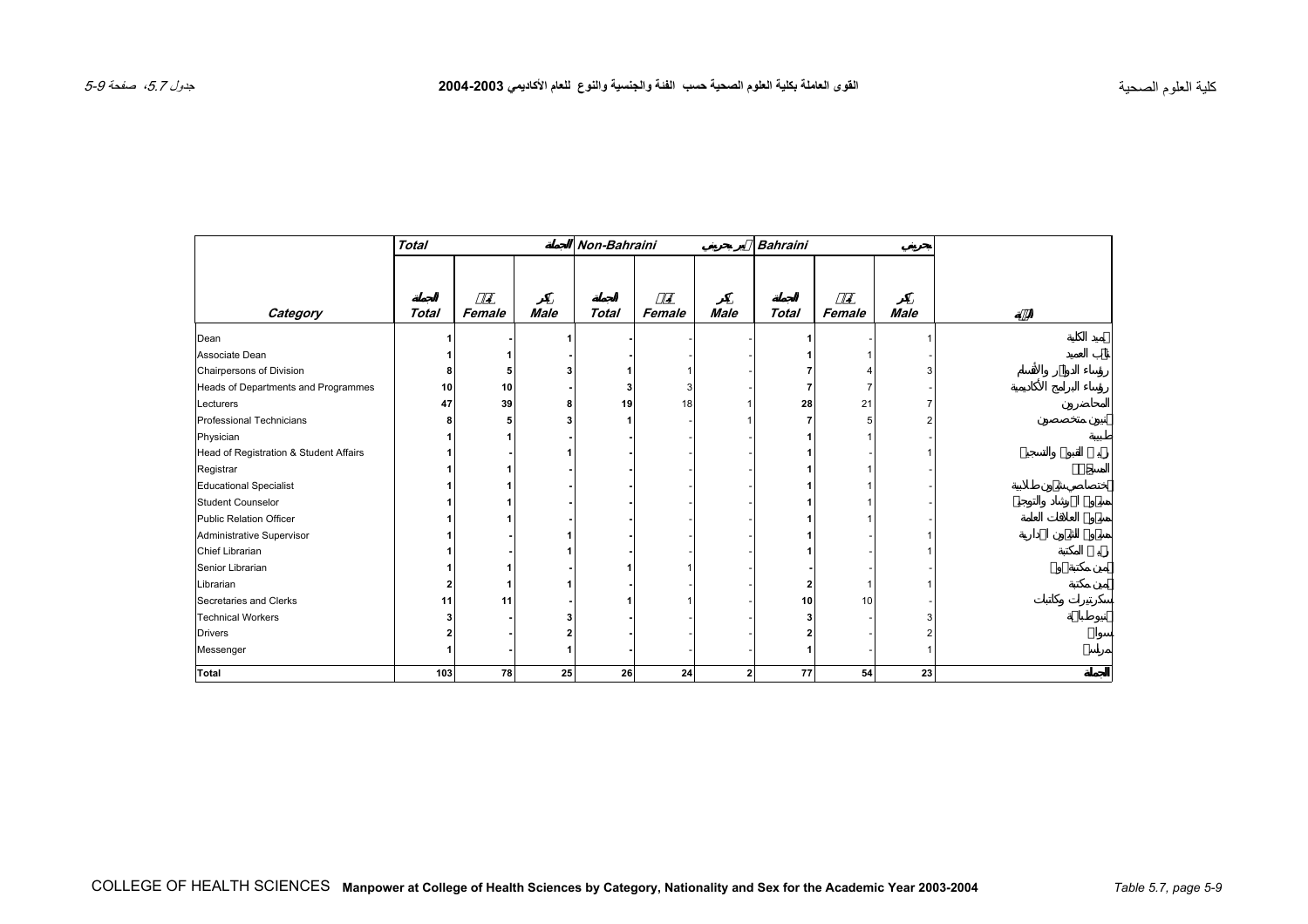# Manpower at College of Health Sciences by Category, Nationality and Sex for the Academic Year 2003-2004

القوى العاملة بكلية العلوم الصحية حسب الفئة والجنسية والنوع للعام الأكاديمي 2003-2004

| Category | Total | | | Non-Bahraini | | | Bahraini | | | |
|---|---|---|---|---|---|---|---|---|---|---|
| | Total | Female | Male | Total | Female | Male | Total | Female | Male | |
| Dean | 1 | - | 1 | - | - | - | 1 | - | 1 | عميد الكلية |
| Associate Dean | 1 | 1 | - | - | - | - | 1 | 1 | - | نائب العميد |
| Chairpersons of Division | 8 | 5 | 3 | 1 | 1 | - | 7 | 4 | 3 | رؤساء الدوائر والأقسام |
| Heads of Departments and Programmes | 10 | 10 | - | 3 | 3 | - | 7 | 7 | - | رؤساء البرامج الأكاديمية |
| Lecturers | 47 | 39 | 8 | 19 | 18 | 1 | 28 | 21 | 7 | المحاضرون |
| Professional Technicians | 8 | 5 | 3 | 1 | - | 1 | 7 | 5 | 2 | فنيون متخصصون |
| Physician | 1 | 1 | - | - | - | - | 1 | 1 | - | طبيبة |
| Head of Registration & Student Affairs | 1 | - | 1 | - | - | - | 1 | - | 1 | رئيس القبول والتسجيل |
| Registrar | 1 | 1 | - | - | - | - | 1 | 1 | - | المسجل |
| Educational Specialist | 1 | 1 | - | - | - | - | 1 | 1 | - | اختصاصيون طلابية |
| Student Counselor | 1 | 1 | - | - | - | - | 1 | 1 | - | مسؤول الإرشاد والتوجيه |
| Public Relation Officer | 1 | 1 | - | - | - | - | 1 | 1 | - | مسؤول العلاقات العامة |
| Administrative Supervisor | 1 | - | 1 | - | - | - | 1 | - | 1 | مسؤول الشؤون الإدارية |
| Chief Librarian | 1 | - | 1 | - | - | - | 1 | - | 1 | رئيس المكتبة |
| Senior Librarian | 1 | 1 | - | 1 | 1 | - | - | - | - | أمين مكتبة أول |
| Librarian | 2 | 1 | 1 | - | - | - | 2 | 1 | 1 | أمين مكتبة |
| Secretaries and Clerks | 11 | 11 | - | 1 | 1 | - | 10 | 10 | - | سكرتيرات وكاتبات |
| Technical Workers | 3 | - | 3 | - | - | - | 3 | - | 3 | عمال فنية |
| Drivers | 2 | - | 2 | - | - | - | 2 | - | 2 | سواق |
| Messenger | 1 | - | 1 | - | - | - | 1 | - | 1 | مراسل |
| **Total** | **103** | **78** | **25** | **26** | **24** | **2** | **77** | **54** | **23** | **الجملة** |